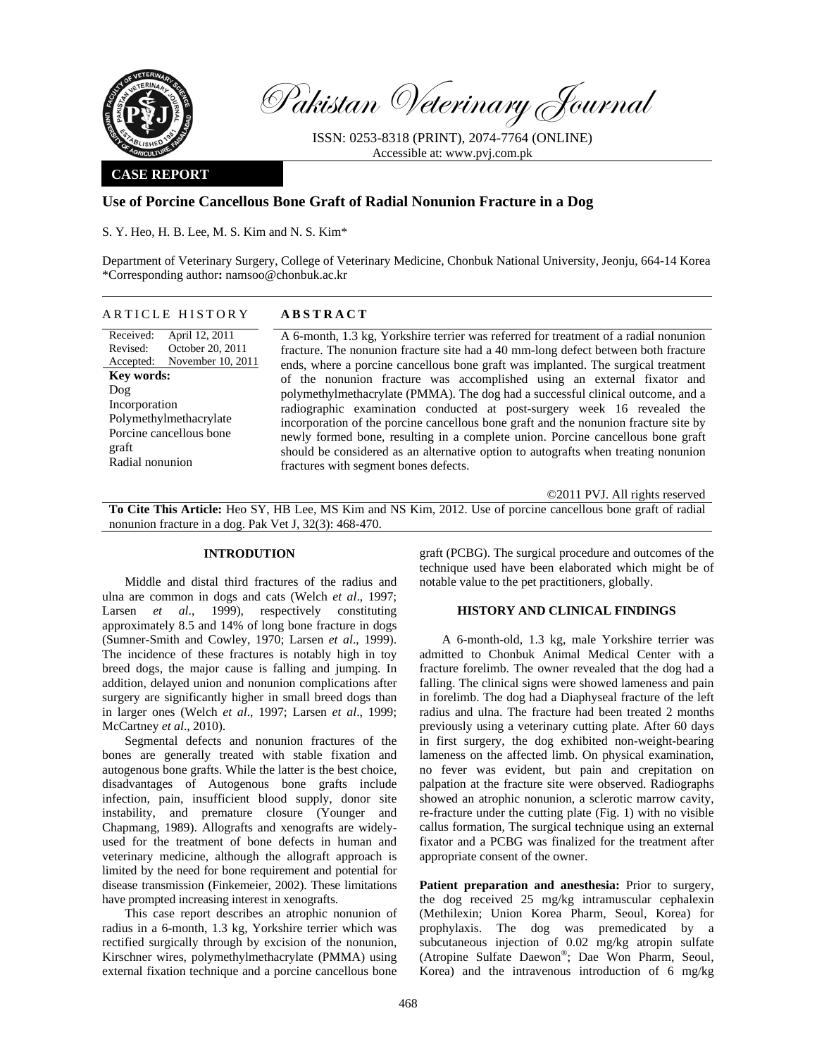Pakistan Veterinary Journal

ISSN: 0253-8318 (PRINT), 2074-7764 (ONLINE)
Accessible at: www.pvj.com.pk

**CASE REPORT**

# Use of Porcine Cancellous Bone Graft of Radial Nonunion Fracture in a Dog

S. Y. Heo, H. B. Lee, M. S. Kim and N. S. Kim*

Department of Veterinary Surgery, College of Veterinary Medicine, Chonbuk National University, Jeonju, 664-14 Korea
*Corresponding author**:** namsoo@chonbuk.ac.kr

## ARTICLE HISTORY

Received: April 12, 2011
Revised: October 20, 2011
Accepted: November 10, 2011

**Key words:**
Dog
Incorporation
Polymethylmethacrylate
Porcine cancellous bone graft
Radial nonunion

## ABSTRACT

A 6-month, 1.3 kg, Yorkshire terrier was referred for treatment of a radial nonunion fracture. The nonunion fracture site had a 40 mm-long defect between both fracture ends, where a porcine cancellous bone graft was implanted. The surgical treatment of the nonunion fracture was accomplished using an external fixator and polymethylmethacrylate (PMMA). The dog had a successful clinical outcome, and a radiographic examination conducted at post-surgery week 16 revealed the incorporation of the porcine cancellous bone graft and the nonunion fracture site by newly formed bone, resulting in a complete union. Porcine cancellous bone graft should be considered as an alternative option to autografts when treating nonunion fractures with segment bones defects.

©2011 PVJ. All rights reserved

**To Cite This Article:** Heo SY, HB Lee, MS Kim and NS Kim, 2012. Use of porcine cancellous bone graft of radial nonunion fracture in a dog. Pak Vet J, 32(3): 468-470.

## INTRODUTION

Middle and distal third fractures of the radius and ulna are common in dogs and cats (Welch *et al*., 1997; Larsen *et al*., 1999), respectively constituting approximately 8.5 and 14% of long bone fracture in dogs (Sumner-Smith and Cowley, 1970; Larsen *et al*., 1999). The incidence of these fractures is notably high in toy breed dogs, the major cause is falling and jumping. In addition, delayed union and nonunion complications after surgery are significantly higher in small breed dogs than in larger ones (Welch *et al*., 1997; Larsen *et al*., 1999; McCartney *et al*., 2010).

Segmental defects and nonunion fractures of the bones are generally treated with stable fixation and autogenous bone grafts. While the latter is the best choice, disadvantages of Autogenous bone grafts include infection, pain, insufficient blood supply, donor site instability, and premature closure (Younger and Chapmang, 1989). Allografts and xenografts are widely-used for the treatment of bone defects in human and veterinary medicine, although the allograft approach is limited by the need for bone requirement and potential for disease transmission (Finkemeier, 2002). These limitations have prompted increasing interest in xenografts.

This case report describes an atrophic nonunion of radius in a 6-month, 1.3 kg, Yorkshire terrier which was rectified surgically through by excision of the nonunion, Kirschner wires, polymethylmethacrylate (PMMA) using external fixation technique and a porcine cancellous bone graft (PCBG). The surgical procedure and outcomes of the technique used have been elaborated which might be of notable value to the pet practitioners, globally.

## HISTORY AND CLINICAL FINDINGS

A 6-month-old, 1.3 kg, male Yorkshire terrier was admitted to Chonbuk Animal Medical Center with a fracture forelimb. The owner revealed that the dog had a falling. The clinical signs were showed lameness and pain in forelimb. The dog had a Diaphyseal fracture of the left radius and ulna. The fracture had been treated 2 months previously using a veterinary cutting plate. After 60 days in first surgery, the dog exhibited non-weight-bearing lameness on the affected limb. On physical examination, no fever was evident, but pain and crepitation on palpation at the fracture site were observed. Radiographs showed an atrophic nonunion, a sclerotic marrow cavity, re-fracture under the cutting plate (Fig. 1) with no visible callus formation, The surgical technique using an external fixator and a PCBG was finalized for the treatment after appropriate consent of the owner.

**Patient preparation and anesthesia:** Prior to surgery, the dog received 25 mg/kg intramuscular cephalexin (Methilexin; Union Korea Pharm, Seoul, Korea) for prophylaxis. The dog was premedicated by a subcutaneous injection of 0.02 mg/kg atropin sulfate (Atropine Sulfate Daewon®; Dae Won Pharm, Seoul, Korea) and the intravenous introduction of 6 mg/kg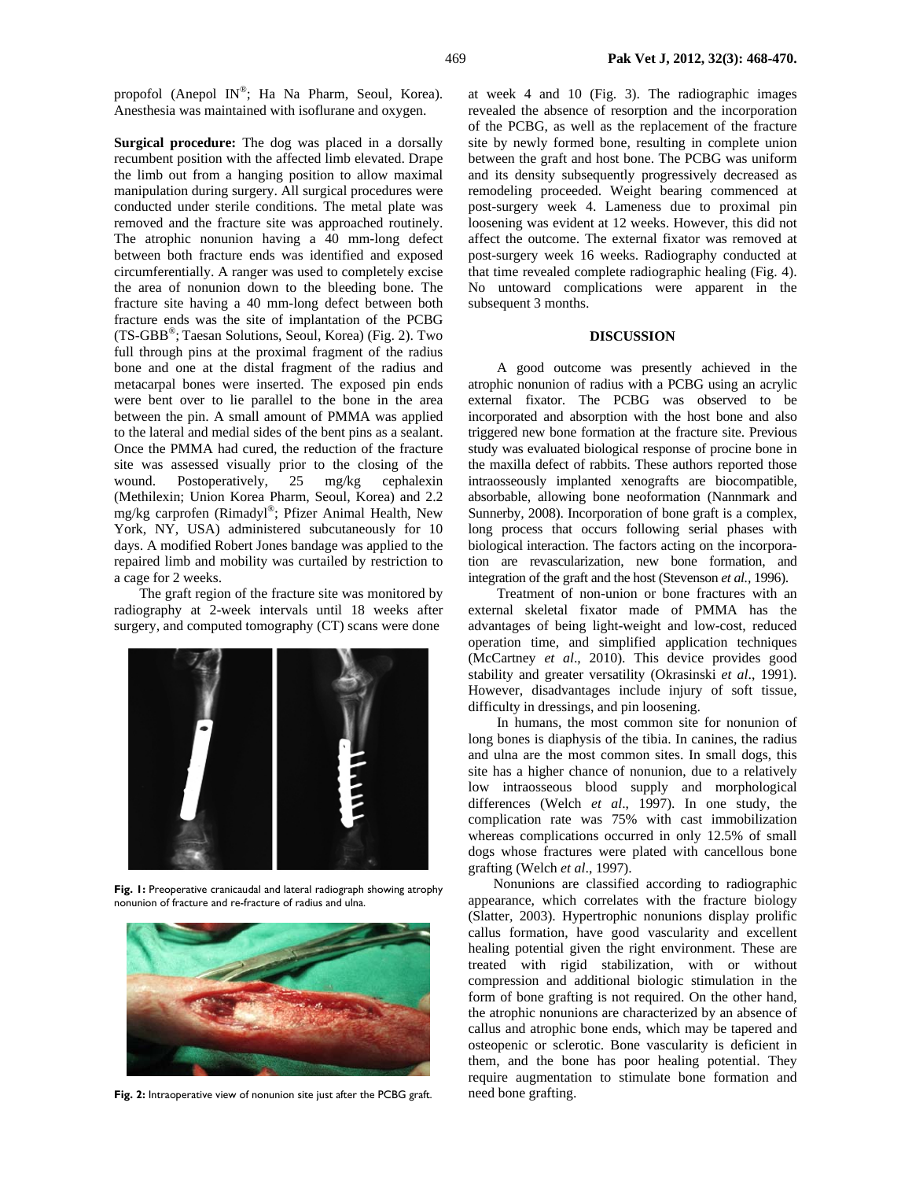propofol (Anepol IN®; Ha Na Pharm, Seoul, Korea). Anesthesia was maintained with isoflurane and oxygen.

**Surgical procedure:** The dog was placed in a dorsally recumbent position with the affected limb elevated. Drape the limb out from a hanging position to allow maximal manipulation during surgery. All surgical procedures were conducted under sterile conditions. The metal plate was removed and the fracture site was approached routinely. The atrophic nonunion having a 40 mm-long defect between both fracture ends was identified and exposed circumferentially. A ranger was used to completely excise the area of nonunion down to the bleeding bone. The fracture site having a 40 mm-long defect between both fracture ends was the site of implantation of the PCBG (TS-GBB®; Taesan Solutions, Seoul, Korea) (Fig. 2). Two full through pins at the proximal fragment of the radius bone and one at the distal fragment of the radius and metacarpal bones were inserted. The exposed pin ends were bent over to lie parallel to the bone in the area between the pin. A small amount of PMMA was applied to the lateral and medial sides of the bent pins as a sealant. Once the PMMA had cured, the reduction of the fracture site was assessed visually prior to the closing of the wound. Postoperatively, 25 mg/kg cephalexin (Methilexin; Union Korea Pharm, Seoul, Korea) and 2.2 mg/kg carprofen (Rimadyl®; Pfizer Animal Health, New York, NY, USA) administered subcutaneously for 10 days. A modified Robert Jones bandage was applied to the repaired limb and mobility was curtailed by restriction to a cage for 2 weeks.

The graft region of the fracture site was monitored by radiography at 2-week intervals until 18 weeks after surgery, and computed tomography (CT) scans were done at week 4 and 10 (Fig. 3). The radiographic images revealed the absence of resorption and the incorporation of the PCBG, as well as the replacement of the fracture site by newly formed bone, resulting in complete union between the graft and host bone. The PCBG was uniform and its density subsequently progressively decreased as remodeling proceeded. Weight bearing commenced at post-surgery week 4. Lameness due to proximal pin loosening was evident at 12 weeks. However, this did not affect the outcome. The external fixator was removed at post-surgery week 16 weeks. Radiography conducted at that time revealed complete radiographic healing (Fig. 4). No untoward complications were apparent in the subsequent 3 months.

**Fig. 1:** Preoperative cranicaudal and lateral radiograph showing atrophy nonunion of fracture and re-fracture of radius and ulna.

**Fig. 2:** Intraoperative view of nonunion site just after the PCBG graft.

## DISCUSSION

A good outcome was presently achieved in the atrophic nonunion of radius with a PCBG using an acrylic external fixator. The PCBG was observed to be incorporated and absorption with the host bone and also triggered new bone formation at the fracture site. Previous study was evaluated biological response of procine bone in the maxilla defect of rabbits. These authors reported those intraosseously implanted xenografts are biocompatible, absorbable, allowing bone neoformation (Nannmark and Sunnerby, 2008). Incorporation of bone graft is a complex, long process that occurs following serial phases with biological interaction. The factors acting on the incorporation are revascularization, new bone formation, and integration of the graft and the host (Stevenson *et al.*, 1996).

Treatment of non-union or bone fractures with an external skeletal fixator made of PMMA has the advantages of being light-weight and low-cost, reduced operation time, and simplified application techniques (McCartney *et al*., 2010). This device provides good stability and greater versatility (Okrasinski *et al*., 1991). However, disadvantages include injury of soft tissue, difficulty in dressings, and pin loosening.

In humans, the most common site for nonunion of long bones is diaphysis of the tibia. In canines, the radius and ulna are the most common sites. In small dogs, this site has a higher chance of nonunion, due to a relatively low intraosseous blood supply and morphological differences (Welch *et al*., 1997). In one study, the complication rate was 75% with cast immobilization whereas complications occurred in only 12.5% of small dogs whose fractures were plated with cancellous bone grafting (Welch *et al*., 1997).

Nonunions are classified according to radiographic appearance, which correlates with the fracture biology (Slatter, 2003). Hypertrophic nonunions display prolific callus formation, have good vascularity and excellent healing potential given the right environment. These are treated with rigid stabilization, with or without compression and additional biologic stimulation in the form of bone grafting is not required. On the other hand, the atrophic nonunions are characterized by an absence of callus and atrophic bone ends, which may be tapered and osteopenic or sclerotic. Bone vascularity is deficient in them, and the bone has poor healing potential. They require augmentation to stimulate bone formation and need bone grafting.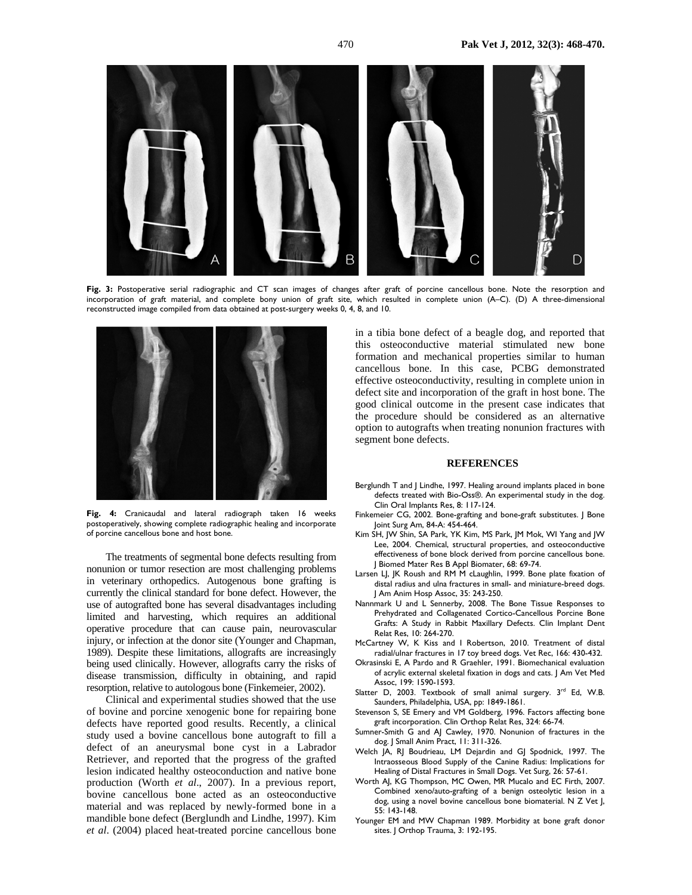**Fig. 3:** Postoperative serial radiographic and CT scan images of changes after graft of porcine cancellous bone. Note the resorption and incorporation of graft material, and complete bony union of graft site, which resulted in complete union (A–C). (D) A three-dimensional reconstructed image compiled from data obtained at post-surgery weeks 0, 4, 8, and 10.

**Fig. 4:** Cranicaudal and lateral radiograph taken 16 weeks postoperatively, showing complete radiographic healing and incorporate of porcine cancellous bone and host bone.

The treatments of segmental bone defects resulting from nonunion or tumor resection are most challenging problems in veterinary orthopedics. Autogenous bone grafting is currently the clinical standard for bone defect. However, the use of autografted bone has several disadvantages including limited and harvesting, which requires an additional operative procedure that can cause pain, neurovascular injury, or infection at the donor site (Younger and Chapman, 1989). Despite these limitations, allografts are increasingly being used clinically. However, allografts carry the risks of disease transmission, difficulty in obtaining, and rapid resorption, relative to autologous bone (Finkemeier, 2002).

Clinical and experimental studies showed that the use of bovine and porcine xenogenic bone for repairing bone defects have reported good results. Recently, a clinical study used a bovine cancellous bone autograft to fill a defect of an aneurysmal bone cyst in a Labrador Retriever, and reported that the progress of the grafted lesion indicated healthy osteoconduction and native bone production (Worth *et al*., 2007). In a previous report, bovine cancellous bone acted as an osteoconductive material and was replaced by newly-formed bone in a mandible bone defect (Berglundh and Lindhe, 1997). Kim *et al*. (2004) placed heat-treated porcine cancellous bone in a tibia bone defect of a beagle dog, and reported that this osteoconductive material stimulated new bone formation and mechanical properties similar to human cancellous bone. In this case, PCBG demonstrated effective osteoconductivity, resulting in complete union in defect site and incorporation of the graft in host bone. The good clinical outcome in the present case indicates that the procedure should be considered as an alternative option to autografts when treating nonunion fractures with segment bone defects.

## REFERENCES

Berglundh T and J Lindhe, 1997. Healing around implants placed in bone defects treated with Bio-Oss®. An experimental study in the dog. Clin Oral Implants Res, 8: 117-124.

Finkemeier CG, 2002. Bone-grafting and bone-graft substitutes. J Bone Joint Surg Am, 84-A: 454-464.

Kim SH, JW Shin, SA Park, YK Kim, MS Park, JM Mok, WI Yang and JW Lee, 2004. Chemical, structural properties, and osteoconductive effectiveness of bone block derived from porcine cancellous bone. J Biomed Mater Res B Appl Biomater, 68: 69-74.

Larsen LJ, JK Roush and RM M cLaughlin, 1999. Bone plate fixation of distal radius and ulna fractures in small- and miniature-breed dogs. J Am Anim Hosp Assoc, 35: 243-250.

Nannmark U and L Sennerby, 2008. The Bone Tissue Responses to Prehydrated and Collagenated Cortico-Cancellous Porcine Bone Grafts: A Study in Rabbit Maxillary Defects. Clin Implant Dent Relat Res, 10: 264-270.

McCartney W, K Kiss and I Robertson, 2010. Treatment of distal radial/ulnar fractures in 17 toy breed dogs. Vet Rec, 166: 430-432.

Okrasinski E, A Pardo and R Graehler, 1991. Biomechanical evaluation of acrylic external skeletal fixation in dogs and cats. J Am Vet Med Assoc, 199: 1590-1593.

Slatter D, 2003. Textbook of small animal surgery. 3rd Ed, W.B. Saunders, Philadelphia, USA, pp: 1849-1861.

Stevenson S, SE Emery and VM Goldberg, 1996. Factors affecting bone graft incorporation. Clin Orthop Relat Res, 324: 66-74.

Sumner-Smith G and AJ Cawley, 1970. Nonunion of fractures in the dog. J Small Anim Pract, 11: 311-326.

Welch JA, RJ Boudrieau, LM Dejardin and GJ Spodnick, 1997. The Intraosseous Blood Supply of the Canine Radius: Implications for Healing of Distal Fractures in Small Dogs. Vet Surg, 26: 57-61.

Worth AJ, KG Thompson, MC Owen, MR Mucalo and EC Firth, 2007. Combined xeno/auto-grafting of a benign osteolytic lesion in a dog, using a novel bovine cancellous bone biomaterial. N Z Vet J, 55: 143-148.

Younger EM and MW Chapman 1989. Morbidity at bone graft donor sites. J Orthop Trauma, 3: 192-195.